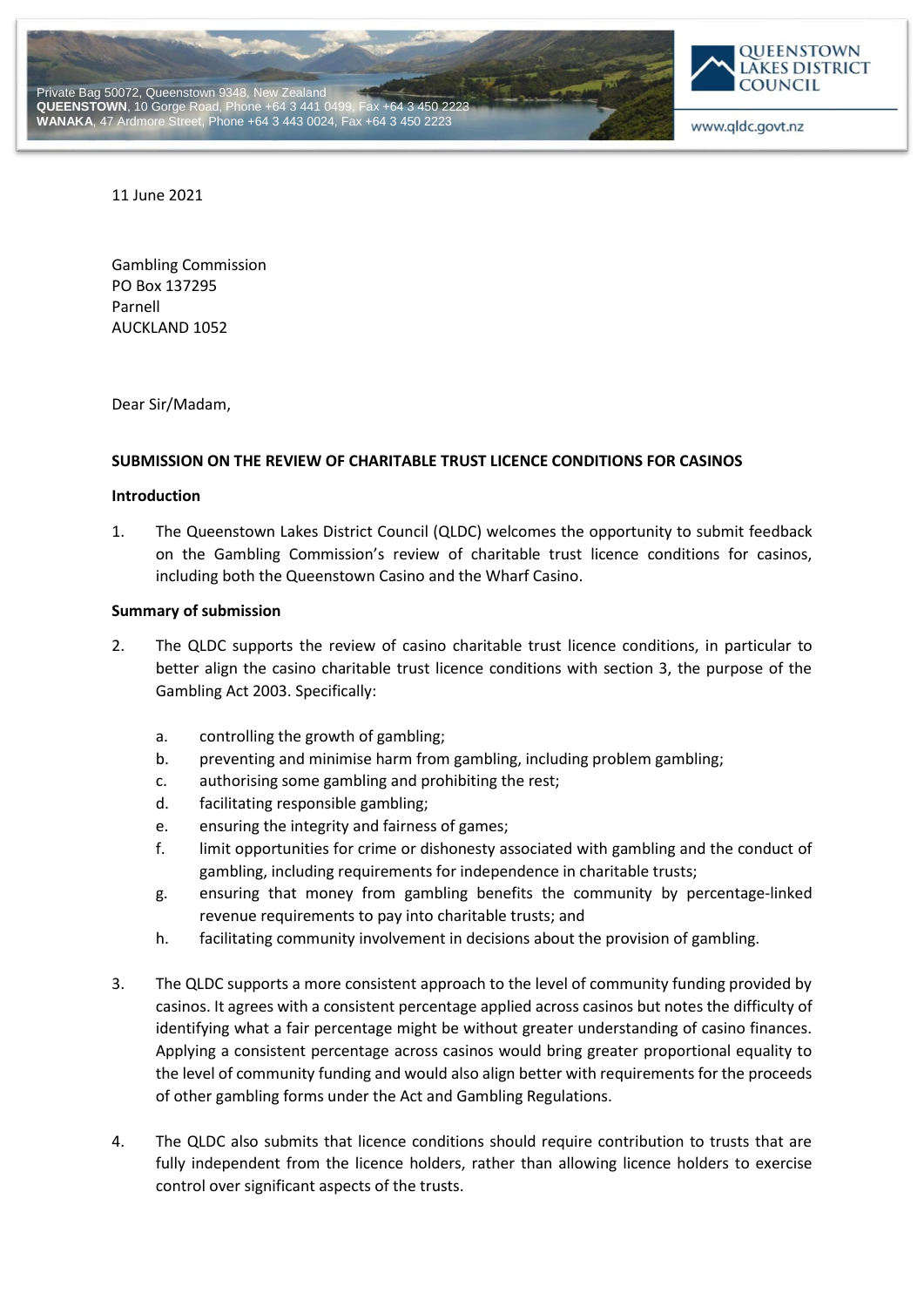Private Bag 50072, Queenstown 9348, New Zealand
**QUEENSTOWN**, 10 Gorge Road, Phone +64 3 441 0499, Fax +64 3 450 2223
**WANAKA**, 47 Ardmore Street, Phone +64 3 443 0024, Fax +64 3 450 2223

QUEENSTOWN LAKES DISTRICT COUNCIL
www.qldc.govt.nz

11 June 2021

Gambling Commission
PO Box 137295
Parnell
AUCKLAND 1052

Dear Sir/Madam,

**SUBMISSION ON THE REVIEW OF CHARITABLE TRUST LICENCE CONDITIONS FOR CASINOS**

**Introduction**

1. The Queenstown Lakes District Council (QLDC) welcomes the opportunity to submit feedback on the Gambling Commission's review of charitable trust licence conditions for casinos, including both the Queenstown Casino and the Wharf Casino.

**Summary of submission**

2. The QLDC supports the review of casino charitable trust licence conditions, in particular to better align the casino charitable trust licence conditions with section 3, the purpose of the Gambling Act 2003. Specifically:

   a. controlling the growth of gambling;
   b. preventing and minimise harm from gambling, including problem gambling;
   c. authorising some gambling and prohibiting the rest;
   d. facilitating responsible gambling;
   e. ensuring the integrity and fairness of games;
   f. limit opportunities for crime or dishonesty associated with gambling and the conduct of gambling, including requirements for independence in charitable trusts;
   g. ensuring that money from gambling benefits the community by percentage-linked revenue requirements to pay into charitable trusts; and
   h. facilitating community involvement in decisions about the provision of gambling.

3. The QLDC supports a more consistent approach to the level of community funding provided by casinos. It agrees with a consistent percentage applied across casinos but notes the difficulty of identifying what a fair percentage might be without greater understanding of casino finances. Applying a consistent percentage across casinos would bring greater proportional equality to the level of community funding and would also align better with requirements for the proceeds of other gambling forms under the Act and Gambling Regulations.

4. The QLDC also submits that licence conditions should require contribution to trusts that are fully independent from the licence holders, rather than allowing licence holders to exercise control over significant aspects of the trusts.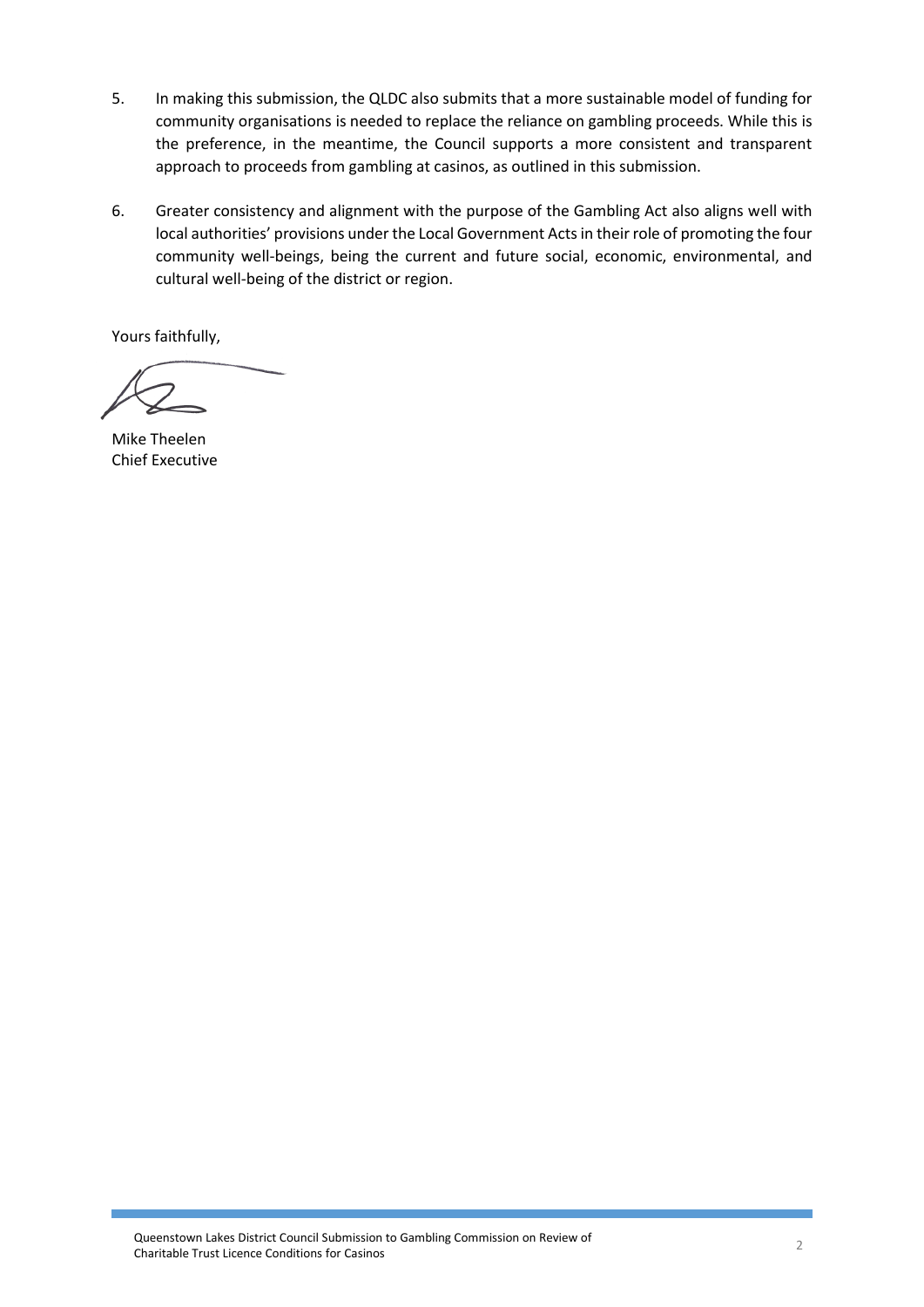5. In making this submission, the QLDC also submits that a more sustainable model of funding for community organisations is needed to replace the reliance on gambling proceeds. While this is the preference, in the meantime, the Council supports a more consistent and transparent approach to proceeds from gambling at casinos, as outlined in this submission.

6. Greater consistency and alignment with the purpose of the Gambling Act also aligns well with local authorities' provisions under the Local Government Acts in their role of promoting the four community well-beings, being the current and future social, economic, environmental, and cultural well-being of the district or region.

Yours faithfully,

Mike Theelen
Chief Executive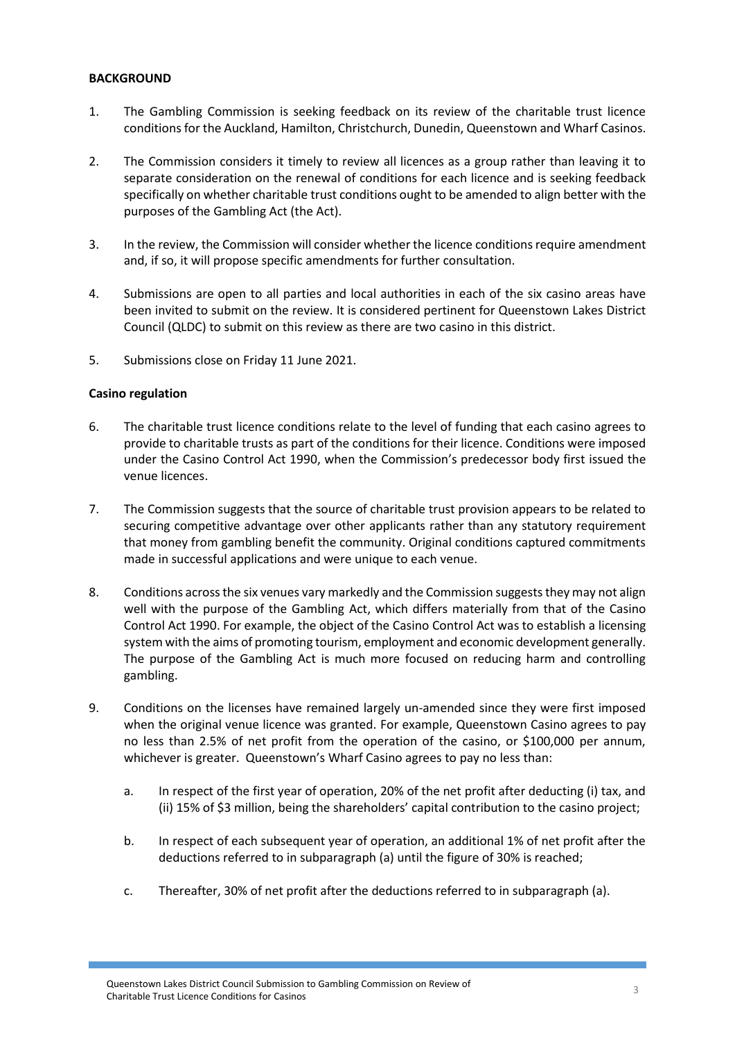**BACKGROUND**

1. The Gambling Commission is seeking feedback on its review of the charitable trust licence conditions for the Auckland, Hamilton, Christchurch, Dunedin, Queenstown and Wharf Casinos.

2. The Commission considers it timely to review all licences as a group rather than leaving it to separate consideration on the renewal of conditions for each licence and is seeking feedback specifically on whether charitable trust conditions ought to be amended to align better with the purposes of the Gambling Act (the Act).

3. In the review, the Commission will consider whether the licence conditions require amendment and, if so, it will propose specific amendments for further consultation.

4. Submissions are open to all parties and local authorities in each of the six casino areas have been invited to submit on the review. It is considered pertinent for Queenstown Lakes District Council (QLDC) to submit on this review as there are two casino in this district.

5. Submissions close on Friday 11 June 2021.

**Casino regulation**

6. The charitable trust licence conditions relate to the level of funding that each casino agrees to provide to charitable trusts as part of the conditions for their licence. Conditions were imposed under the Casino Control Act 1990, when the Commission's predecessor body first issued the venue licences.

7. The Commission suggests that the source of charitable trust provision appears to be related to securing competitive advantage over other applicants rather than any statutory requirement that money from gambling benefit the community. Original conditions captured commitments made in successful applications and were unique to each venue.

8. Conditions across the six venues vary markedly and the Commission suggests they may not align well with the purpose of the Gambling Act, which differs materially from that of the Casino Control Act 1990. For example, the object of the Casino Control Act was to establish a licensing system with the aims of promoting tourism, employment and economic development generally. The purpose of the Gambling Act is much more focused on reducing harm and controlling gambling.

9. Conditions on the licenses have remained largely un-amended since they were first imposed when the original venue licence was granted. For example, Queenstown Casino agrees to pay no less than 2.5% of net profit from the operation of the casino, or $100,000 per annum, whichever is greater. Queenstown's Wharf Casino agrees to pay no less than:

    a. In respect of the first year of operation, 20% of the net profit after deducting (i) tax, and (ii) 15% of $3 million, being the shareholders' capital contribution to the casino project;

    b. In respect of each subsequent year of operation, an additional 1% of net profit after the deductions referred to in subparagraph (a) until the figure of 30% is reached;

    c. Thereafter, 30% of net profit after the deductions referred to in subparagraph (a).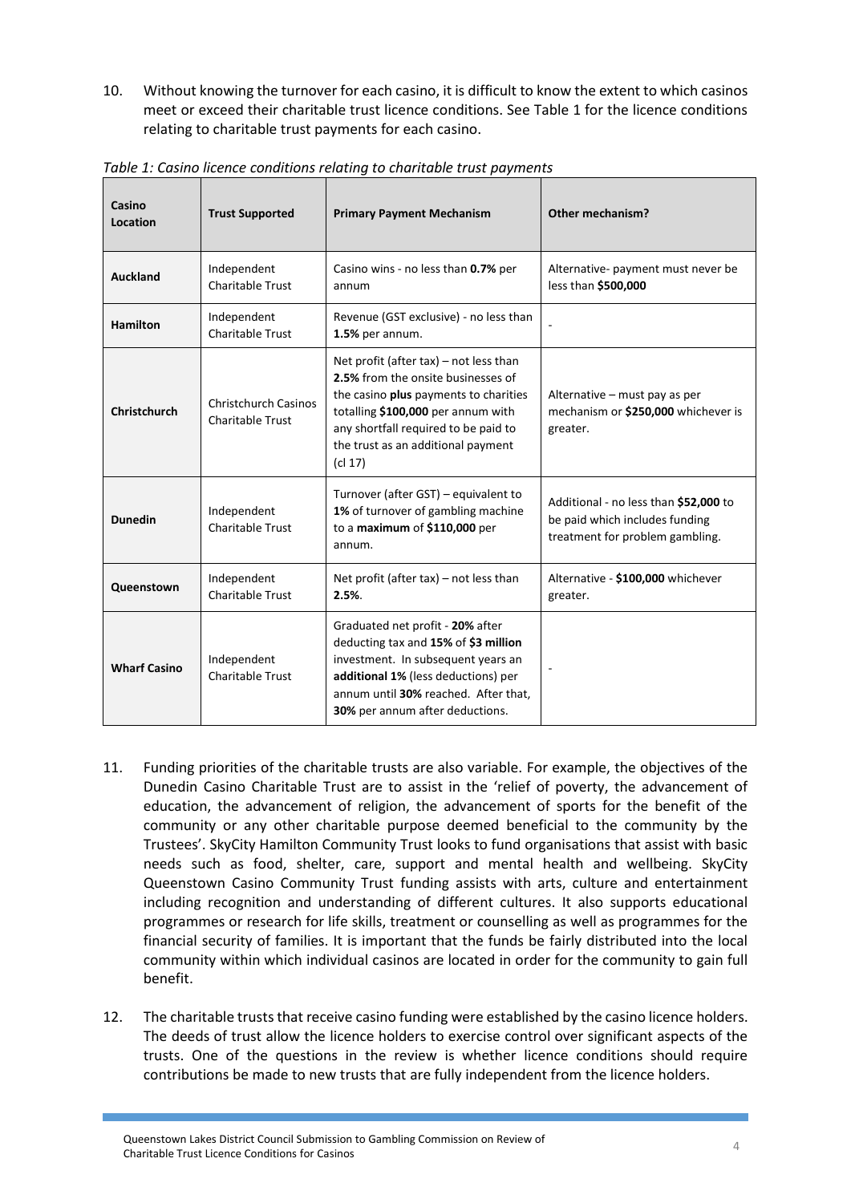10. Without knowing the turnover for each casino, it is difficult to know the extent to which casinos meet or exceed their charitable trust licence conditions. See Table 1 for the licence conditions relating to charitable trust payments for each casino.

*Table 1: Casino licence conditions relating to charitable trust payments*

| Casino Location | Trust Supported | Primary Payment Mechanism | Other mechanism? |
|---|---|---|---|
| **Auckland** | Independent Charitable Trust | Casino wins - no less than **0.7%** per annum | Alternative- payment must never be less than **$500,000** |
| **Hamilton** | Independent Charitable Trust | Revenue (GST exclusive) - no less than **1.5%** per annum. | - |
| **Christchurch** | Christchurch Casinos Charitable Trust | Net profit (after tax) – not less than **2.5%** from the onsite businesses of the casino **plus** payments to charities totalling **$100,000** per annum with any shortfall required to be paid to the trust as an additional payment (cl 17) | Alternative – must pay as per mechanism or **$250,000** whichever is greater. |
| **Dunedin** | Independent Charitable Trust | Turnover (after GST) – equivalent to **1%** of turnover of gambling machine to a **maximum** of **$110,000** per annum. | Additional - no less than **$52,000** to be paid which includes funding treatment for problem gambling. |
| **Queenstown** | Independent Charitable Trust | Net profit (after tax) – not less than **2.5%**. | Alternative - **$100,000** whichever greater. |
| **Wharf Casino** | Independent Charitable Trust | Graduated net profit - **20%** after deducting tax and **15%** of **$3 million** investment. In subsequent years an **additional 1%** (less deductions) per annum until **30%** reached. After that, **30%** per annum after deductions. | - |

11. Funding priorities of the charitable trusts are also variable. For example, the objectives of the Dunedin Casino Charitable Trust are to assist in the 'relief of poverty, the advancement of education, the advancement of religion, the advancement of sports for the benefit of the community or any other charitable purpose deemed beneficial to the community by the Trustees'. SkyCity Hamilton Community Trust looks to fund organisations that assist with basic needs such as food, shelter, care, support and mental health and wellbeing. SkyCity Queenstown Casino Community Trust funding assists with arts, culture and entertainment including recognition and understanding of different cultures. It also supports educational programmes or research for life skills, treatment or counselling as well as programmes for the financial security of families. It is important that the funds be fairly distributed into the local community within which individual casinos are located in order for the community to gain full benefit.

12. The charitable trusts that receive casino funding were established by the casino licence holders. The deeds of trust allow the licence holders to exercise control over significant aspects of the trusts. One of the questions in the review is whether licence conditions should require contributions be made to new trusts that are fully independent from the licence holders.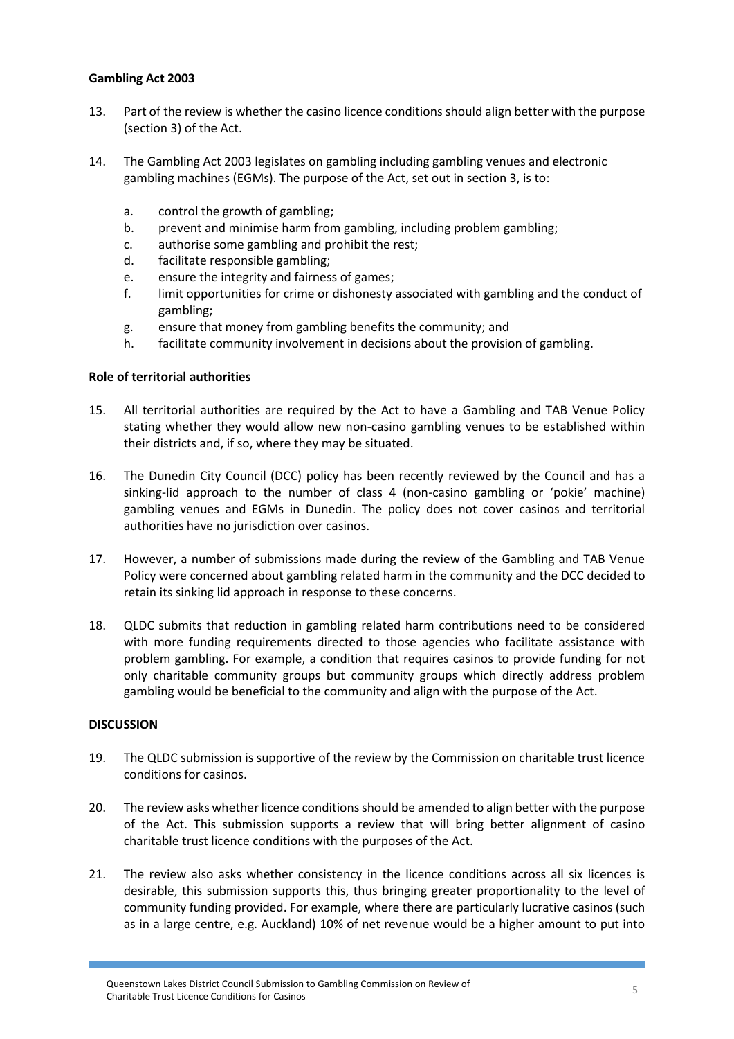**Gambling Act 2003**

13. Part of the review is whether the casino licence conditions should align better with the purpose (section 3) of the Act.

14. The Gambling Act 2003 legislates on gambling including gambling venues and electronic gambling machines (EGMs). The purpose of the Act, set out in section 3, is to:

    a. control the growth of gambling;
    b. prevent and minimise harm from gambling, including problem gambling;
    c. authorise some gambling and prohibit the rest;
    d. facilitate responsible gambling;
    e. ensure the integrity and fairness of games;
    f. limit opportunities for crime or dishonesty associated with gambling and the conduct of gambling;
    g. ensure that money from gambling benefits the community; and
    h. facilitate community involvement in decisions about the provision of gambling.

**Role of territorial authorities**

15. All territorial authorities are required by the Act to have a Gambling and TAB Venue Policy stating whether they would allow new non-casino gambling venues to be established within their districts and, if so, where they may be situated.

16. The Dunedin City Council (DCC) policy has been recently reviewed by the Council and has a sinking-lid approach to the number of class 4 (non-casino gambling or 'pokie' machine) gambling venues and EGMs in Dunedin. The policy does not cover casinos and territorial authorities have no jurisdiction over casinos.

17. However, a number of submissions made during the review of the Gambling and TAB Venue Policy were concerned about gambling related harm in the community and the DCC decided to retain its sinking lid approach in response to these concerns.

18. QLDC submits that reduction in gambling related harm contributions need to be considered with more funding requirements directed to those agencies who facilitate assistance with problem gambling. For example, a condition that requires casinos to provide funding for not only charitable community groups but community groups which directly address problem gambling would be beneficial to the community and align with the purpose of the Act.

**DISCUSSION**

19. The QLDC submission is supportive of the review by the Commission on charitable trust licence conditions for casinos.

20. The review asks whether licence conditions should be amended to align better with the purpose of the Act. This submission supports a review that will bring better alignment of casino charitable trust licence conditions with the purposes of the Act.

21. The review also asks whether consistency in the licence conditions across all six licences is desirable, this submission supports this, thus bringing greater proportionality to the level of community funding provided. For example, where there are particularly lucrative casinos (such as in a large centre, e.g. Auckland) 10% of net revenue would be a higher amount to put into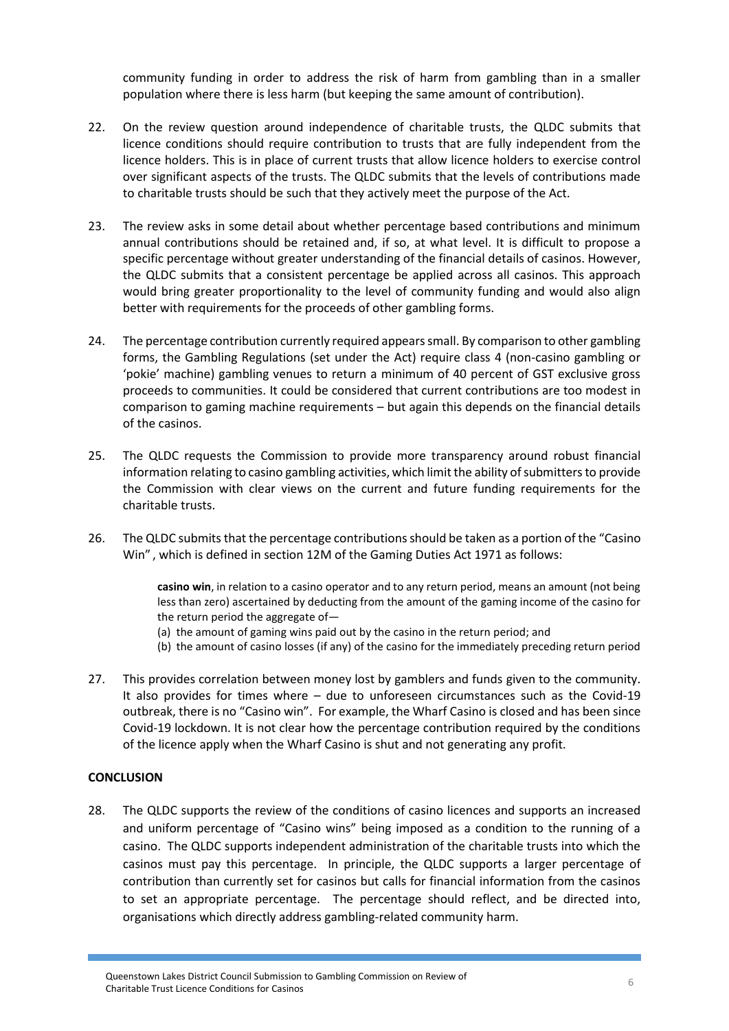community funding in order to address the risk of harm from gambling than in a smaller population where there is less harm (but keeping the same amount of contribution).

22. On the review question around independence of charitable trusts, the QLDC submits that licence conditions should require contribution to trusts that are fully independent from the licence holders. This is in place of current trusts that allow licence holders to exercise control over significant aspects of the trusts. The QLDC submits that the levels of contributions made to charitable trusts should be such that they actively meet the purpose of the Act.

23. The review asks in some detail about whether percentage based contributions and minimum annual contributions should be retained and, if so, at what level. It is difficult to propose a specific percentage without greater understanding of the financial details of casinos. However, the QLDC submits that a consistent percentage be applied across all casinos. This approach would bring greater proportionality to the level of community funding and would also align better with requirements for the proceeds of other gambling forms.

24. The percentage contribution currently required appears small. By comparison to other gambling forms, the Gambling Regulations (set under the Act) require class 4 (non-casino gambling or 'pokie' machine) gambling venues to return a minimum of 40 percent of GST exclusive gross proceeds to communities. It could be considered that current contributions are too modest in comparison to gaming machine requirements – but again this depends on the financial details of the casinos.

25. The QLDC requests the Commission to provide more transparency around robust financial information relating to casino gambling activities, which limit the ability of submitters to provide the Commission with clear views on the current and future funding requirements for the charitable trusts.

26. The QLDC submits that the percentage contributions should be taken as a portion of the "Casino Win" , which is defined in section 12M of the Gaming Duties Act 1971 as follows:

    **casino win**, in relation to a casino operator and to any return period, means an amount (not being less than zero) ascertained by deducting from the amount of the gaming income of the casino for the return period the aggregate of—
    
    (a) the amount of gaming wins paid out by the casino in the return period; and
    
    (b) the amount of casino losses (if any) of the casino for the immediately preceding return period

27. This provides correlation between money lost by gamblers and funds given to the community. It also provides for times where – due to unforeseen circumstances such as the Covid-19 outbreak, there is no "Casino win". For example, the Wharf Casino is closed and has been since Covid-19 lockdown. It is not clear how the percentage contribution required by the conditions of the licence apply when the Wharf Casino is shut and not generating any profit.

**CONCLUSION**

28. The QLDC supports the review of the conditions of casino licences and supports an increased and uniform percentage of "Casino wins" being imposed as a condition to the running of a casino. The QLDC supports independent administration of the charitable trusts into which the casinos must pay this percentage. In principle, the QLDC supports a larger percentage of contribution than currently set for casinos but calls for financial information from the casinos to set an appropriate percentage. The percentage should reflect, and be directed into, organisations which directly address gambling-related community harm.